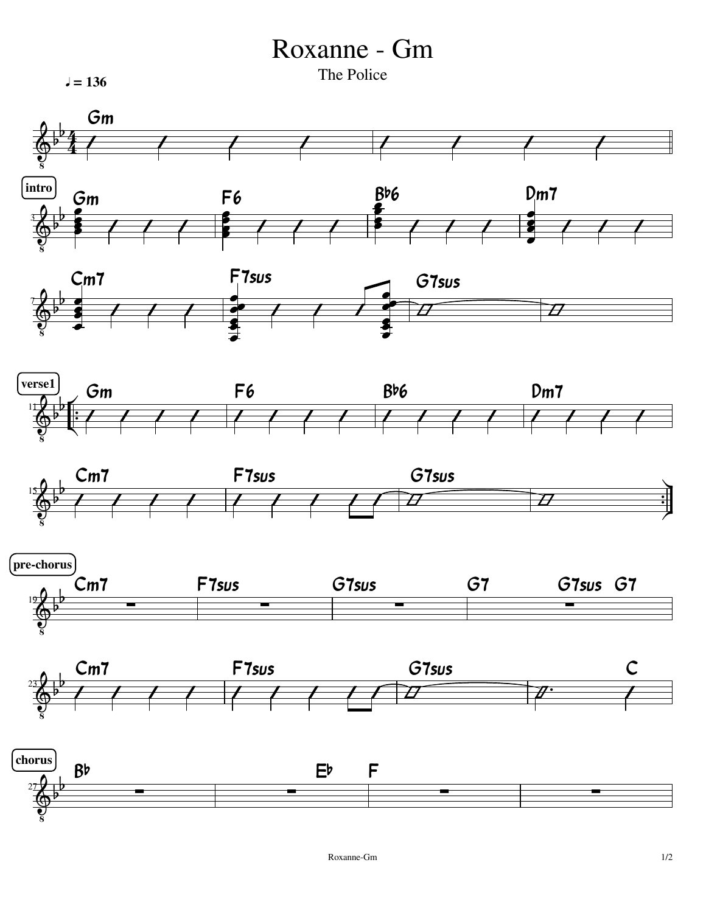# Roxanne - Gm

The Police

♩ = 136

Gm

**intro**

Gm | F6 | B♭6 | Dm7

Cm7 | F7sus | G7sus | 

**verse1**

Gm | F6 | B♭6 | Dm7

Cm7 | F7sus | G7sus | 

**pre-chorus**

Cm7 | F7sus | G7sus | G7 | G7sus G7

Cm7 | F7sus | G7sus | C

**chorus**

B♭ | E♭ F | |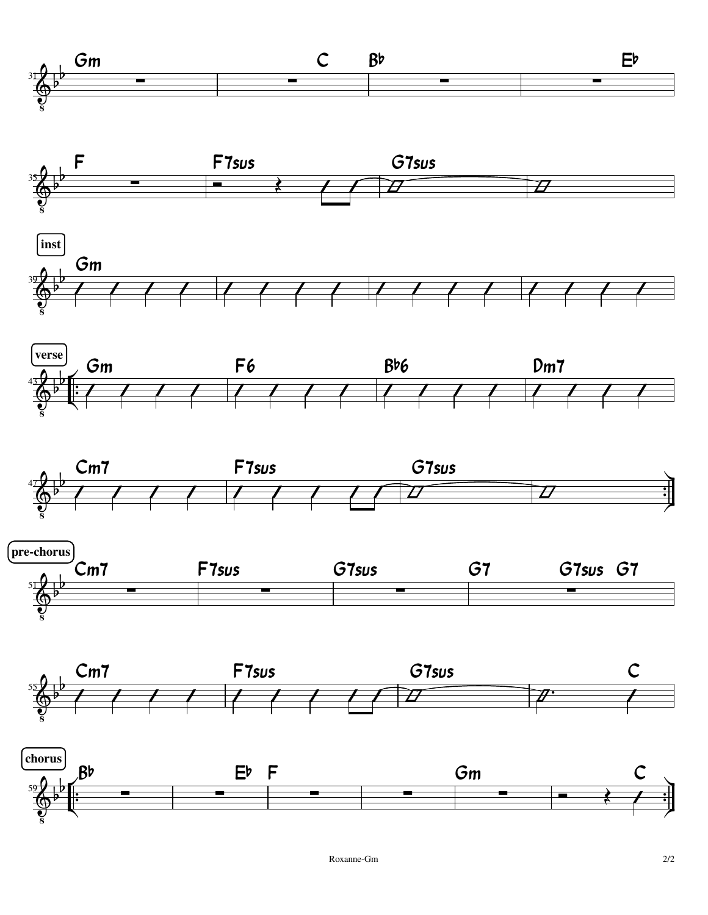Gm C Bb Eb

F F7sus G7sus

inst

Gm

verse

Gm F6 Bb6 Dm7

Cm7 F7sus G7sus

pre-chorus

Cm7 F7sus G7sus G7 G7sus G7

Cm7 F7sus G7sus C

chorus

Bb Eb F Gm C